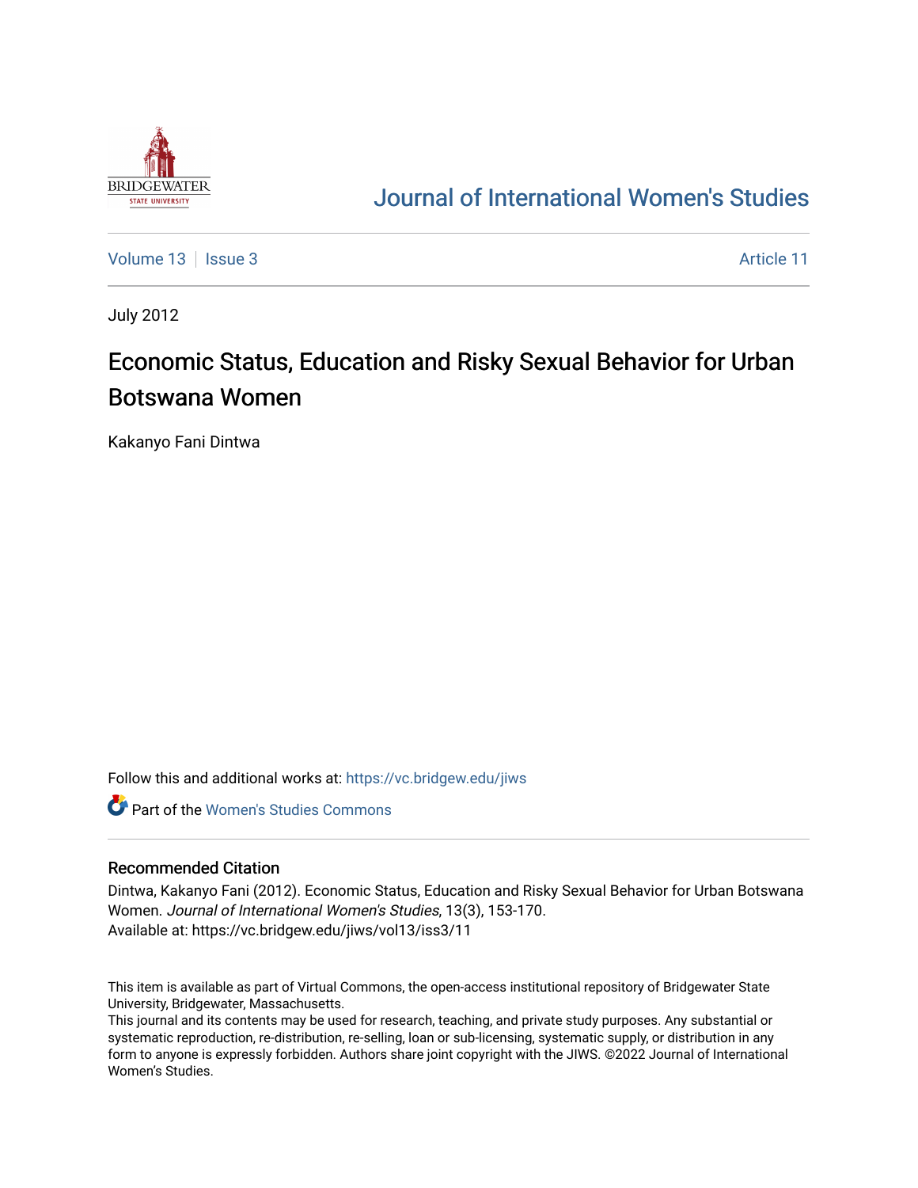# Journal of International Women's Studies

Volume 13 | Issue 3 | Article 11

July 2012

## Economic Status, Education and Risky Sexual Behavior for Urban Botswana Women

Kakanyo Fani Dintwa

Follow this and additional works at: https://vc.bridgew.edu/jiws

Part of the Women's Studies Commons

### Recommended Citation

Dintwa, Kakanyo Fani (2012). Economic Status, Education and Risky Sexual Behavior for Urban Botswana Women. *Journal of International Women's Studies*, 13(3), 153-170.
Available at: https://vc.bridgew.edu/jiws/vol13/iss3/11

This item is available as part of Virtual Commons, the open-access institutional repository of Bridgewater State University, Bridgewater, Massachusetts.
This journal and its contents may be used for research, teaching, and private study purposes. Any substantial or systematic reproduction, re-distribution, re-selling, loan or sub-licensing, systematic supply, or distribution in any form to anyone is expressly forbidden. Authors share joint copyright with the JIWS. ©2022 Journal of International Women's Studies.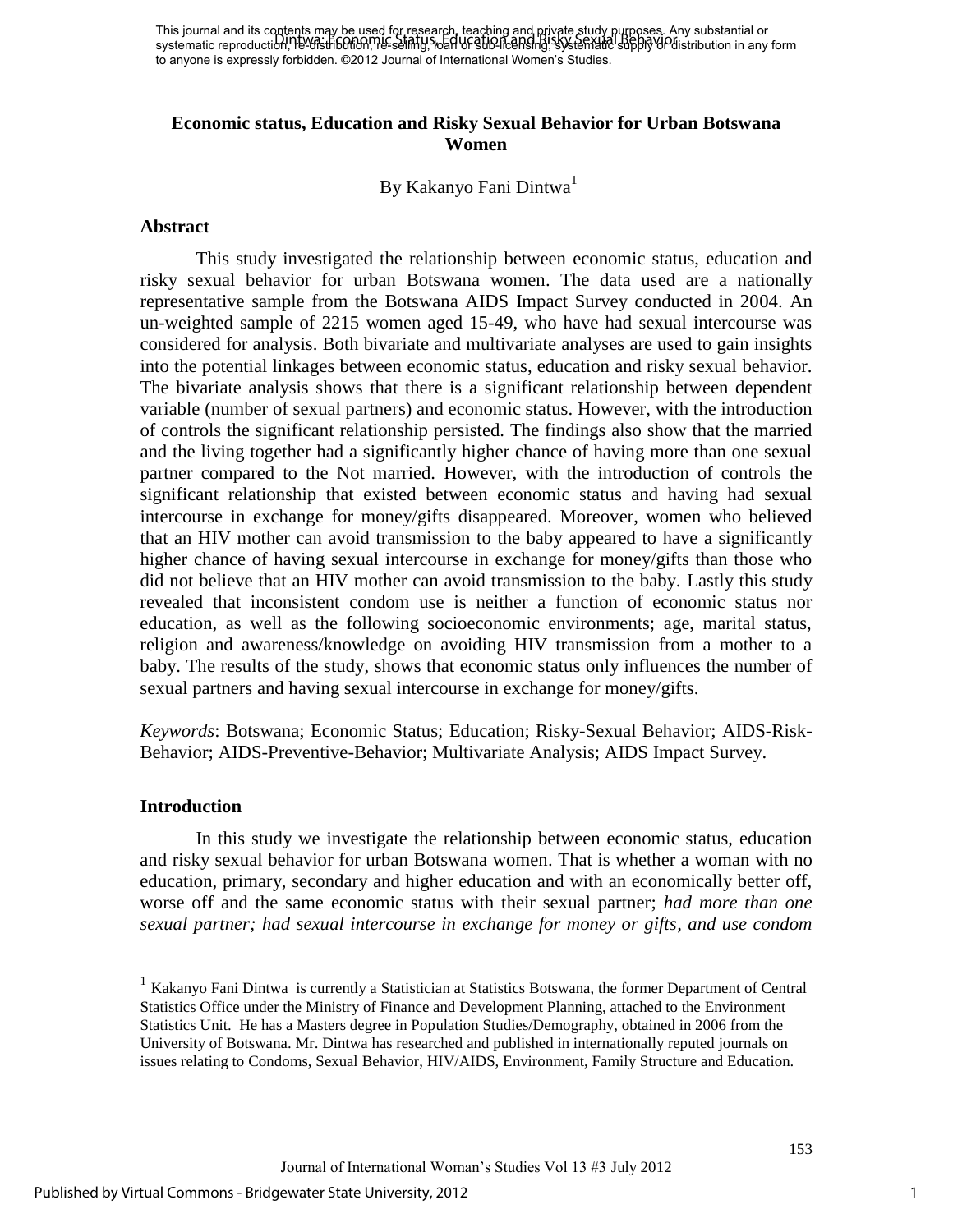This journal and its contents may be used for research, teaching and private study purposes. Any substantial or systematic reproduction, re-distribution, re-selling, loan or sub-licensing, systematic supply or distribution in any form to anyone is expressly forbidden. ©2012 Journal of International Women's Studies.

# Economic status, Education and Risky Sexual Behavior for Urban Botswana Women

By Kakanyo Fani Dintwa[1]

## Abstract

This study investigated the relationship between economic status, education and risky sexual behavior for urban Botswana women. The data used are a nationally representative sample from the Botswana AIDS Impact Survey conducted in 2004. An un-weighted sample of 2215 women aged 15-49, who have had sexual intercourse was considered for analysis. Both bivariate and multivariate analyses are used to gain insights into the potential linkages between economic status, education and risky sexual behavior. The bivariate analysis shows that there is a significant relationship between dependent variable (number of sexual partners) and economic status. However, with the introduction of controls the significant relationship persisted. The findings also show that the married and the living together had a significantly higher chance of having more than one sexual partner compared to the Not married. However, with the introduction of controls the significant relationship that existed between economic status and having had sexual intercourse in exchange for money/gifts disappeared. Moreover, women who believed that an HIV mother can avoid transmission to the baby appeared to have a significantly higher chance of having sexual intercourse in exchange for money/gifts than those who did not believe that an HIV mother can avoid transmission to the baby. Lastly this study revealed that inconsistent condom use is neither a function of economic status nor education, as well as the following socioeconomic environments; age, marital status, religion and awareness/knowledge on avoiding HIV transmission from a mother to a baby. The results of the study, shows that economic status only influences the number of sexual partners and having sexual intercourse in exchange for money/gifts.

*Keywords*: Botswana; Economic Status; Education; Risky-Sexual Behavior; AIDS-Risk-Behavior; AIDS-Preventive-Behavior; Multivariate Analysis; AIDS Impact Survey.

## Introduction

In this study we investigate the relationship between economic status, education and risky sexual behavior for urban Botswana women. That is whether a woman with no education, primary, secondary and higher education and with an economically better off, worse off and the same economic status with their sexual partner; *had more than one sexual partner; had sexual intercourse in exchange for money or gifts, and use condom*

[1] Kakanyo Fani Dintwa is currently a Statistician at Statistics Botswana, the former Department of Central Statistics Office under the Ministry of Finance and Development Planning, attached to the Environment Statistics Unit. He has a Masters degree in Population Studies/Demography, obtained in 2006 from the University of Botswana. Mr. Dintwa has researched and published in internationally reputed journals on issues relating to Condoms, Sexual Behavior, HIV/AIDS, Environment, Family Structure and Education.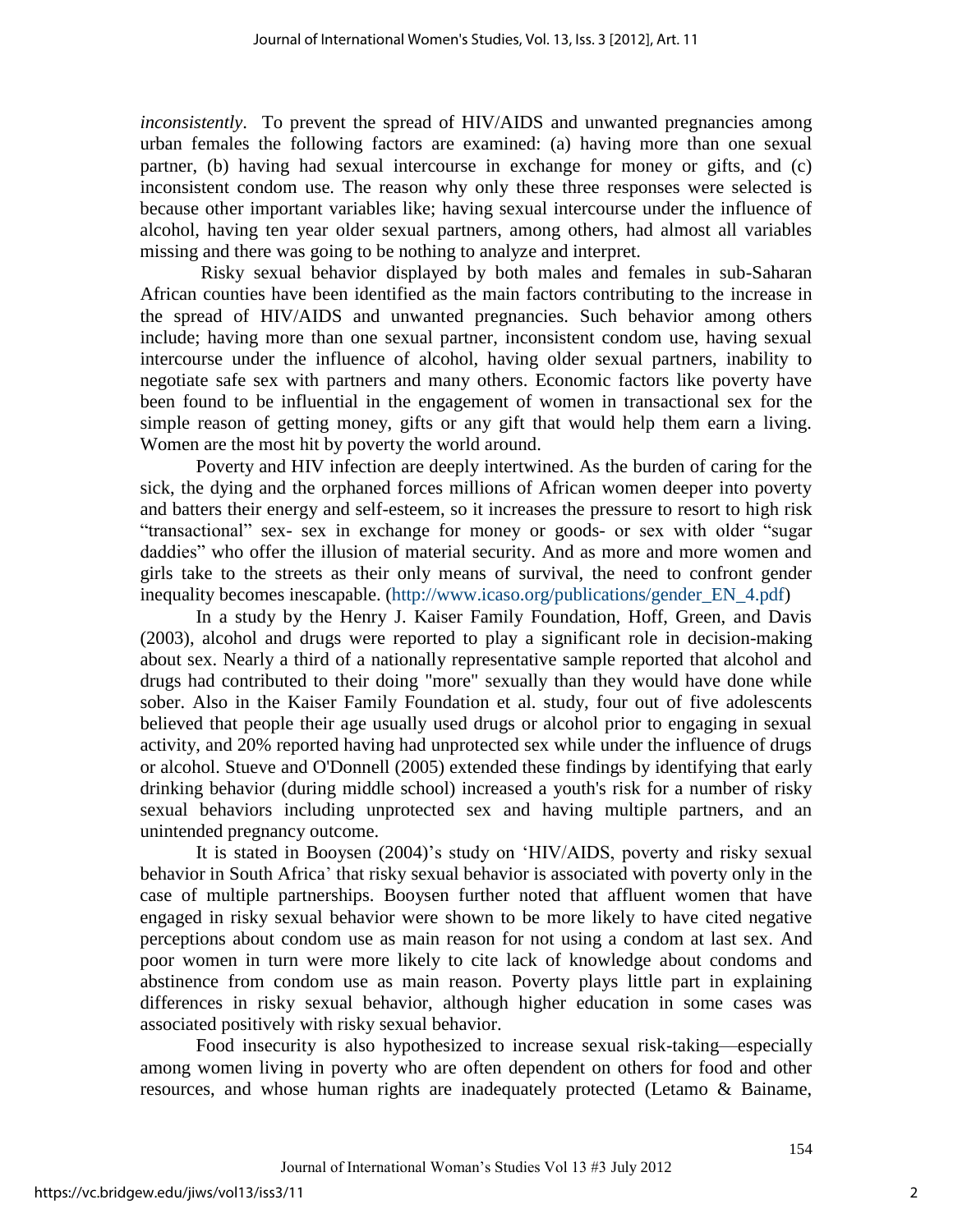*inconsistently*. To prevent the spread of HIV/AIDS and unwanted pregnancies among urban females the following factors are examined: (a) having more than one sexual partner, (b) having had sexual intercourse in exchange for money or gifts, and (c) inconsistent condom use. The reason why only these three responses were selected is because other important variables like; having sexual intercourse under the influence of alcohol, having ten year older sexual partners, among others, had almost all variables missing and there was going to be nothing to analyze and interpret.

Risky sexual behavior displayed by both males and females in sub-Saharan African counties have been identified as the main factors contributing to the increase in the spread of HIV/AIDS and unwanted pregnancies. Such behavior among others include; having more than one sexual partner, inconsistent condom use, having sexual intercourse under the influence of alcohol, having older sexual partners, inability to negotiate safe sex with partners and many others. Economic factors like poverty have been found to be influential in the engagement of women in transactional sex for the simple reason of getting money, gifts or any gift that would help them earn a living. Women are the most hit by poverty the world around.

Poverty and HIV infection are deeply intertwined. As the burden of caring for the sick, the dying and the orphaned forces millions of African women deeper into poverty and batters their energy and self-esteem, so it increases the pressure to resort to high risk "transactional" sex- sex in exchange for money or goods- or sex with older "sugar daddies" who offer the illusion of material security. And as more and more women and girls take to the streets as their only means of survival, the need to confront gender inequality becomes inescapable. (http://www.icaso.org/publications/gender_EN_4.pdf)

In a study by the Henry J. Kaiser Family Foundation, Hoff, Green, and Davis (2003), alcohol and drugs were reported to play a significant role in decision-making about sex. Nearly a third of a nationally representative sample reported that alcohol and drugs had contributed to their doing "more" sexually than they would have done while sober. Also in the Kaiser Family Foundation et al. study, four out of five adolescents believed that people their age usually used drugs or alcohol prior to engaging in sexual activity, and 20% reported having had unprotected sex while under the influence of drugs or alcohol. Stueve and O'Donnell (2005) extended these findings by identifying that early drinking behavior (during middle school) increased a youth's risk for a number of risky sexual behaviors including unprotected sex and having multiple partners, and an unintended pregnancy outcome.

It is stated in Booysen (2004)'s study on 'HIV/AIDS, poverty and risky sexual behavior in South Africa' that risky sexual behavior is associated with poverty only in the case of multiple partnerships. Booysen further noted that affluent women that have engaged in risky sexual behavior were shown to be more likely to have cited negative perceptions about condom use as main reason for not using a condom at last sex. And poor women in turn were more likely to cite lack of knowledge about condoms and abstinence from condom use as main reason. Poverty plays little part in explaining differences in risky sexual behavior, although higher education in some cases was associated positively with risky sexual behavior.

Food insecurity is also hypothesized to increase sexual risk-taking—especially among women living in poverty who are often dependent on others for food and other resources, and whose human rights are inadequately protected (Letamo & Bainame,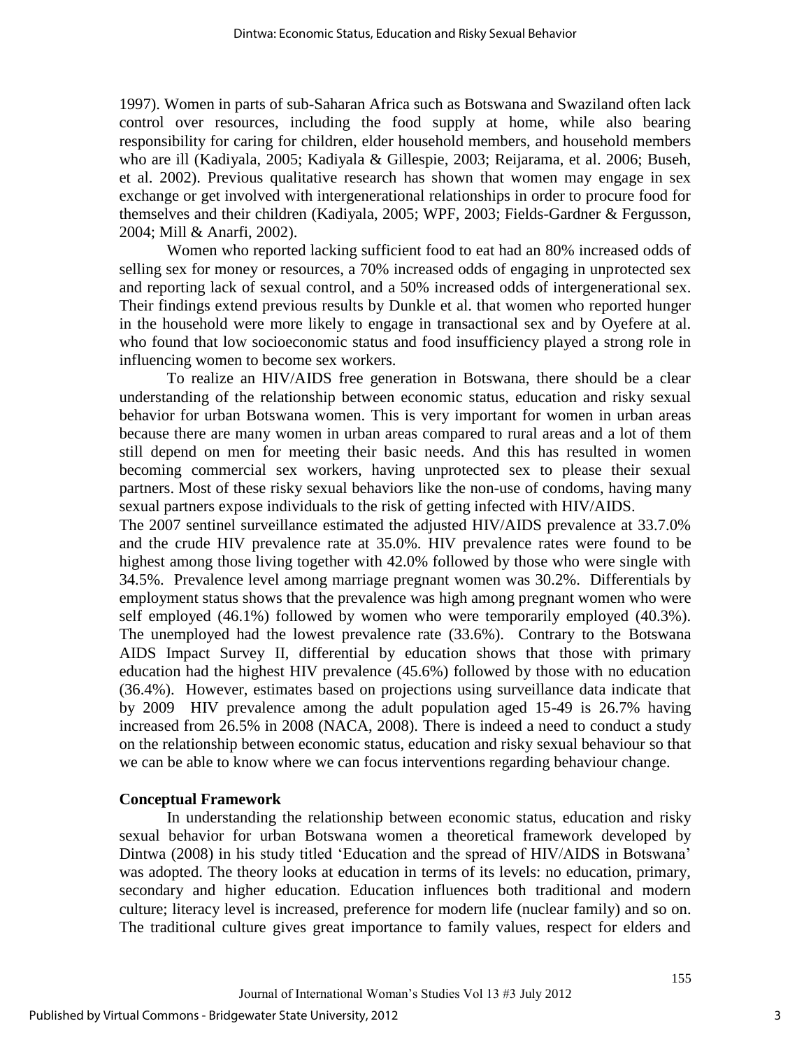1997). Women in parts of sub-Saharan Africa such as Botswana and Swaziland often lack control over resources, including the food supply at home, while also bearing responsibility for caring for children, elder household members, and household members who are ill (Kadiyala, 2005; Kadiyala & Gillespie, 2003; Reijarama, et al. 2006; Buseh, et al. 2002). Previous qualitative research has shown that women may engage in sex exchange or get involved with intergenerational relationships in order to procure food for themselves and their children (Kadiyala, 2005; WPF, 2003; Fields-Gardner & Fergusson, 2004; Mill & Anarfi, 2002).

Women who reported lacking sufficient food to eat had an 80% increased odds of selling sex for money or resources, a 70% increased odds of engaging in unprotected sex and reporting lack of sexual control, and a 50% increased odds of intergenerational sex. Their findings extend previous results by Dunkle et al. that women who reported hunger in the household were more likely to engage in transactional sex and by Oyefere at al. who found that low socioeconomic status and food insufficiency played a strong role in influencing women to become sex workers.

To realize an HIV/AIDS free generation in Botswana, there should be a clear understanding of the relationship between economic status, education and risky sexual behavior for urban Botswana women. This is very important for women in urban areas because there are many women in urban areas compared to rural areas and a lot of them still depend on men for meeting their basic needs. And this has resulted in women becoming commercial sex workers, having unprotected sex to please their sexual partners. Most of these risky sexual behaviors like the non-use of condoms, having many sexual partners expose individuals to the risk of getting infected with HIV/AIDS.

The 2007 sentinel surveillance estimated the adjusted HIV/AIDS prevalence at 33.7.0% and the crude HIV prevalence rate at 35.0%. HIV prevalence rates were found to be highest among those living together with 42.0% followed by those who were single with 34.5%. Prevalence level among marriage pregnant women was 30.2%. Differentials by employment status shows that the prevalence was high among pregnant women who were self employed (46.1%) followed by women who were temporarily employed (40.3%). The unemployed had the lowest prevalence rate (33.6%). Contrary to the Botswana AIDS Impact Survey II, differential by education shows that those with primary education had the highest HIV prevalence (45.6%) followed by those with no education (36.4%). However, estimates based on projections using surveillance data indicate that by 2009 HIV prevalence among the adult population aged 15-49 is 26.7% having increased from 26.5% in 2008 (NACA, 2008). There is indeed a need to conduct a study on the relationship between economic status, education and risky sexual behaviour so that we can be able to know where we can focus interventions regarding behaviour change.

### Conceptual Framework

In understanding the relationship between economic status, education and risky sexual behavior for urban Botswana women a theoretical framework developed by Dintwa (2008) in his study titled 'Education and the spread of HIV/AIDS in Botswana' was adopted. The theory looks at education in terms of its levels: no education, primary, secondary and higher education. Education influences both traditional and modern culture; literacy level is increased, preference for modern life (nuclear family) and so on. The traditional culture gives great importance to family values, respect for elders and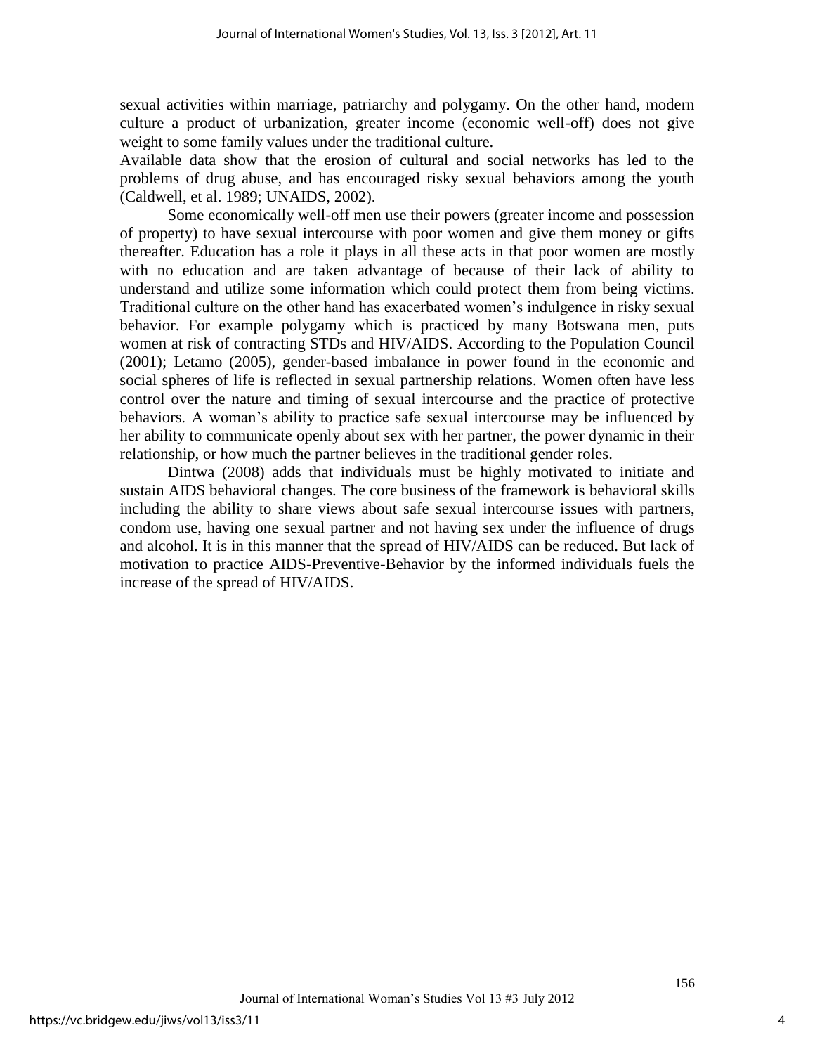sexual activities within marriage, patriarchy and polygamy. On the other hand, modern culture a product of urbanization, greater income (economic well-off) does not give weight to some family values under the traditional culture.

Available data show that the erosion of cultural and social networks has led to the problems of drug abuse, and has encouraged risky sexual behaviors among the youth (Caldwell, et al. 1989; UNAIDS, 2002).

Some economically well-off men use their powers (greater income and possession of property) to have sexual intercourse with poor women and give them money or gifts thereafter. Education has a role it plays in all these acts in that poor women are mostly with no education and are taken advantage of because of their lack of ability to understand and utilize some information which could protect them from being victims. Traditional culture on the other hand has exacerbated women's indulgence in risky sexual behavior. For example polygamy which is practiced by many Botswana men, puts women at risk of contracting STDs and HIV/AIDS. According to the Population Council (2001); Letamo (2005), gender-based imbalance in power found in the economic and social spheres of life is reflected in sexual partnership relations. Women often have less control over the nature and timing of sexual intercourse and the practice of protective behaviors. A woman's ability to practice safe sexual intercourse may be influenced by her ability to communicate openly about sex with her partner, the power dynamic in their relationship, or how much the partner believes in the traditional gender roles.

Dintwa (2008) adds that individuals must be highly motivated to initiate and sustain AIDS behavioral changes. The core business of the framework is behavioral skills including the ability to share views about safe sexual intercourse issues with partners, condom use, having one sexual partner and not having sex under the influence of drugs and alcohol. It is in this manner that the spread of HIV/AIDS can be reduced. But lack of motivation to practice AIDS-Preventive-Behavior by the informed individuals fuels the increase of the spread of HIV/AIDS.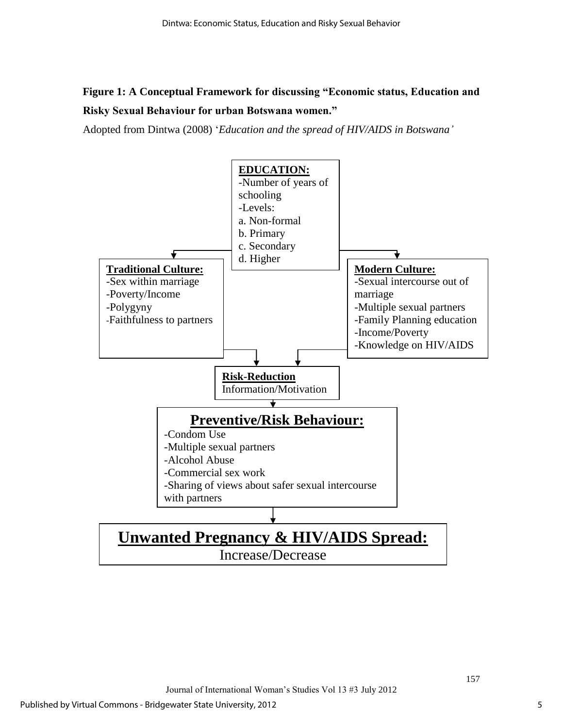**Figure 1: A Conceptual Framework for discussing "Economic status, Education and Risky Sexual Behaviour for urban Botswana women."**

Adopted from Dintwa (2008) '*Education and the spread of HIV/AIDS in Botswana'*

**EDUCATION:**
- Number of years of schooling
- Levels:
  - a. Non-formal
  - b. Primary
  - c. Secondary
  - d. Higher

**Traditional Culture:**
- Sex within marriage
- Poverty/Income
- Polygyny
- Faithfulness to partners

**Modern Culture:**
- Sexual intercourse out of marriage
- Multiple sexual partners
- Family Planning education
- Income/Poverty
- Knowledge on HIV/AIDS

**Risk-Reduction**
Information/Motivation

**Preventive/Risk Behaviour:**
- Condom Use
- Multiple sexual partners
- Alcohol Abuse
- Commercial sex work
- Sharing of views about safer sexual intercourse with partners

**Unwanted Pregnancy & HIV/AIDS Spread:**
Increase/Decrease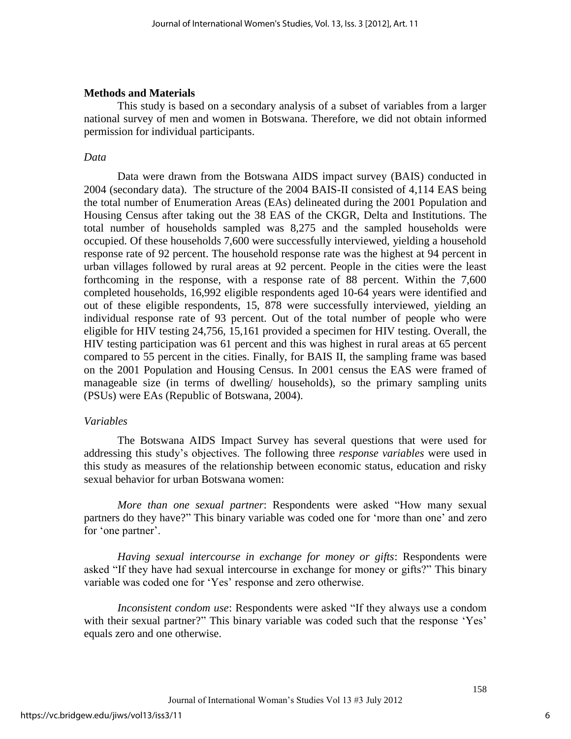## Methods and Materials

This study is based on a secondary analysis of a subset of variables from a larger national survey of men and women in Botswana. Therefore, we did not obtain informed permission for individual participants.

### *Data*

Data were drawn from the Botswana AIDS impact survey (BAIS) conducted in 2004 (secondary data). The structure of the 2004 BAIS-II consisted of 4,114 EAS being the total number of Enumeration Areas (EAs) delineated during the 2001 Population and Housing Census after taking out the 38 EAS of the CKGR, Delta and Institutions. The total number of households sampled was 8,275 and the sampled households were occupied. Of these households 7,600 were successfully interviewed, yielding a household response rate of 92 percent. The household response rate was the highest at 94 percent in urban villages followed by rural areas at 92 percent. People in the cities were the least forthcoming in the response, with a response rate of 88 percent. Within the 7,600 completed households, 16,992 eligible respondents aged 10-64 years were identified and out of these eligible respondents, 15, 878 were successfully interviewed, yielding an individual response rate of 93 percent. Out of the total number of people who were eligible for HIV testing 24,756, 15,161 provided a specimen for HIV testing. Overall, the HIV testing participation was 61 percent and this was highest in rural areas at 65 percent compared to 55 percent in the cities. Finally, for BAIS II, the sampling frame was based on the 2001 Population and Housing Census. In 2001 census the EAS were framed of manageable size (in terms of dwelling/ households), so the primary sampling units (PSUs) were EAs (Republic of Botswana, 2004).

### *Variables*

The Botswana AIDS Impact Survey has several questions that were used for addressing this study's objectives. The following three *response variables* were used in this study as measures of the relationship between economic status, education and risky sexual behavior for urban Botswana women:

*More than one sexual partner*: Respondents were asked "How many sexual partners do they have?" This binary variable was coded one for 'more than one' and zero for 'one partner'.

*Having sexual intercourse in exchange for money or gifts*: Respondents were asked "If they have had sexual intercourse in exchange for money or gifts?" This binary variable was coded one for 'Yes' response and zero otherwise.

*Inconsistent condom use*: Respondents were asked "If they always use a condom with their sexual partner?" This binary variable was coded such that the response 'Yes' equals zero and one otherwise.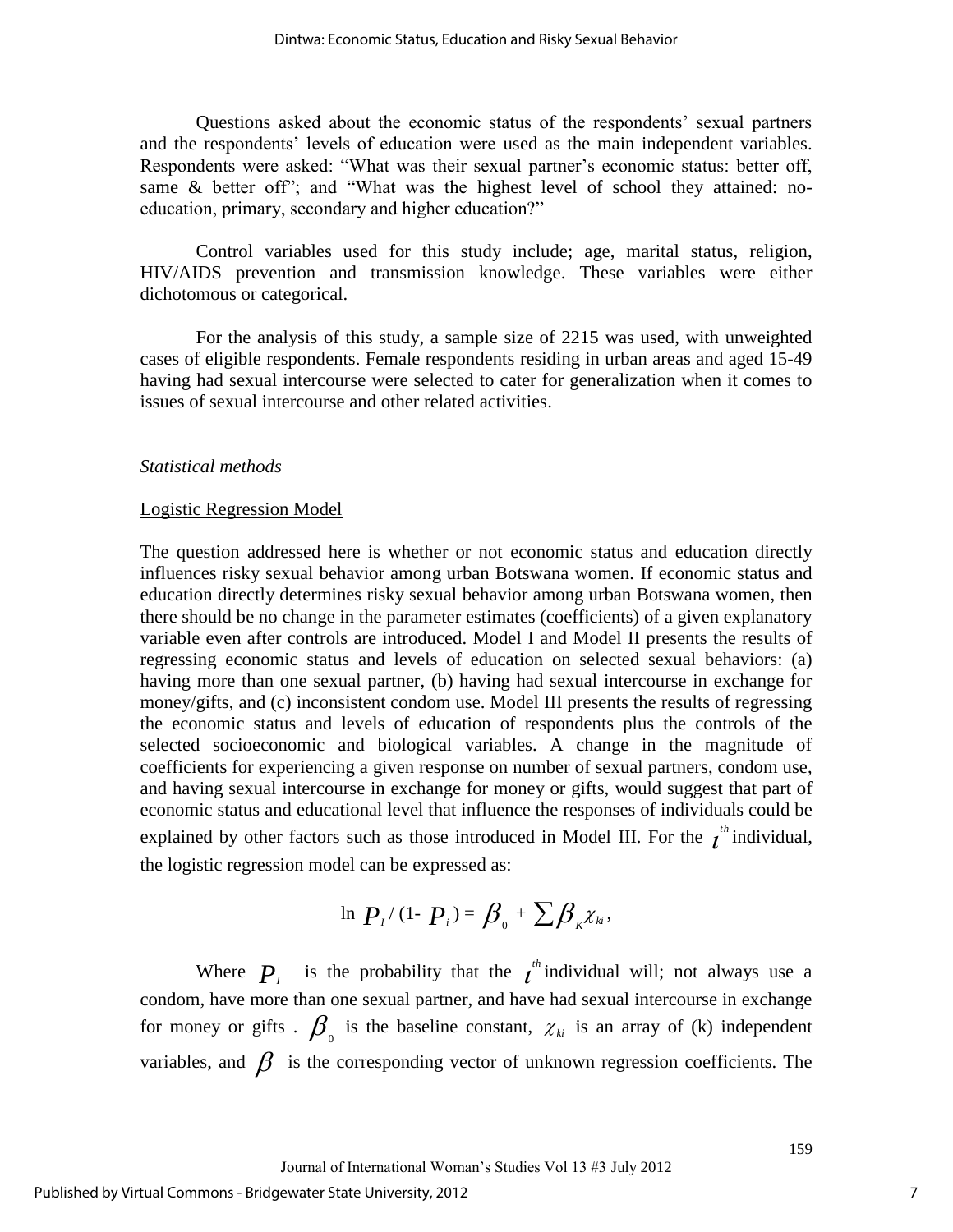Questions asked about the economic status of the respondents' sexual partners and the respondents' levels of education were used as the main independent variables. Respondents were asked: "What was their sexual partner's economic status: better off, same & better off"; and "What was the highest level of school they attained: no-education, primary, secondary and higher education?"

Control variables used for this study include; age, marital status, religion, HIV/AIDS prevention and transmission knowledge. These variables were either dichotomous or categorical.

For the analysis of this study, a sample size of 2215 was used, with unweighted cases of eligible respondents. Female respondents residing in urban areas and aged 15-49 having had sexual intercourse were selected to cater for generalization when it comes to issues of sexual intercourse and other related activities.

*Statistical methods*

Logistic Regression Model

The question addressed here is whether or not economic status and education directly influences risky sexual behavior among urban Botswana women. If economic status and education directly determines risky sexual behavior among urban Botswana women, then there should be no change in the parameter estimates (coefficients) of a given explanatory variable even after controls are introduced. Model I and Model II presents the results of regressing economic status and levels of education on selected sexual behaviors: (a) having more than one sexual partner, (b) having had sexual intercourse in exchange for money/gifts, and (c) inconsistent condom use. Model III presents the results of regressing the economic status and levels of education of respondents plus the controls of the selected socioeconomic and biological variables. A change in the magnitude of coefficients for experiencing a given response on number of sexual partners, condom use, and having sexual intercourse in exchange for money or gifts, would suggest that part of economic status and educational level that influence the responses of individuals could be explained by other factors such as those introduced in Model III. For the $i^{th}$ individual, the logistic regression model can be expressed as:

$$\ln P_I / (1- P_i) = \beta_0 + \sum \beta_K \chi_{ki},$$

Where $P_I$ is the probability that the $i^{th}$ individual will; not always use a condom, have more than one sexual partner, and have had sexual intercourse in exchange for money or gifts . $\beta_0$ is the baseline constant, $\chi_{ki}$ is an array of (k) independent variables, and $\beta$ is the corresponding vector of unknown regression coefficients. The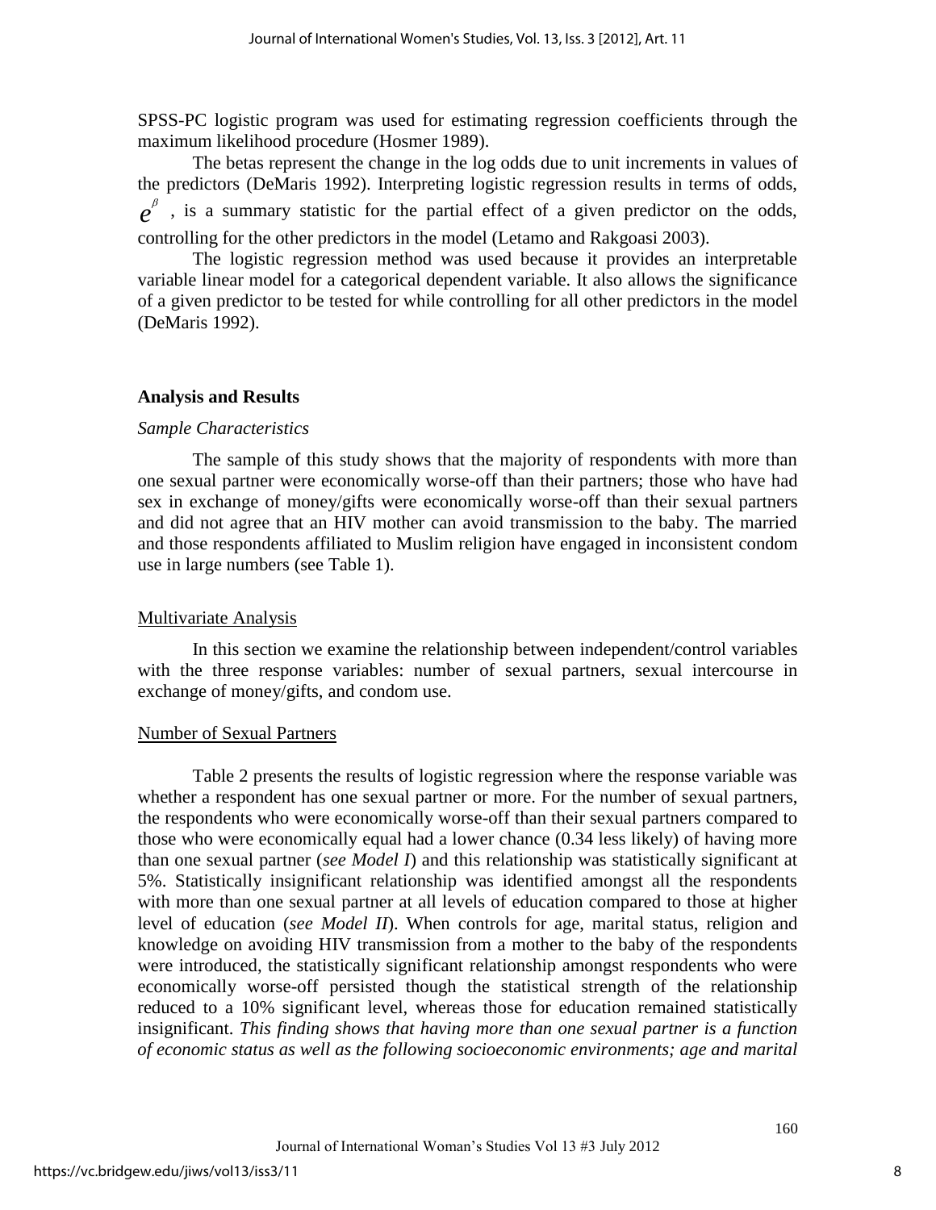SPSS-PC logistic program was used for estimating regression coefficients through the maximum likelihood procedure (Hosmer 1989).

The betas represent the change in the log odds due to unit increments in values of the predictors (DeMaris 1992). Interpreting logistic regression results in terms of odds, $e^{\beta}$, is a summary statistic for the partial effect of a given predictor on the odds, controlling for the other predictors in the model (Letamo and Rakgoasi 2003).

The logistic regression method was used because it provides an interpretable variable linear model for a categorical dependent variable. It also allows the significance of a given predictor to be tested for while controlling for all other predictors in the model (DeMaris 1992).

## Analysis and Results

### *Sample Characteristics*

The sample of this study shows that the majority of respondents with more than one sexual partner were economically worse-off than their partners; those who have had sex in exchange of money/gifts were economically worse-off than their sexual partners and did not agree that an HIV mother can avoid transmission to the baby. The married and those respondents affiliated to Muslim religion have engaged in inconsistent condom use in large numbers (see Table 1).

### Multivariate Analysis

In this section we examine the relationship between independent/control variables with the three response variables: number of sexual partners, sexual intercourse in exchange of money/gifts, and condom use.

### Number of Sexual Partners

Table 2 presents the results of logistic regression where the response variable was whether a respondent has one sexual partner or more. For the number of sexual partners, the respondents who were economically worse-off than their sexual partners compared to those who were economically equal had a lower chance (0.34 less likely) of having more than one sexual partner (*see Model I*) and this relationship was statistically significant at 5%. Statistically insignificant relationship was identified amongst all the respondents with more than one sexual partner at all levels of education compared to those at higher level of education (*see Model II*). When controls for age, marital status, religion and knowledge on avoiding HIV transmission from a mother to the baby of the respondents were introduced, the statistically significant relationship amongst respondents who were economically worse-off persisted though the statistical strength of the relationship reduced to a 10% significant level, whereas those for education remained statistically insignificant. *This finding shows that having more than one sexual partner is a function of economic status as well as the following socioeconomic environments; age and marital*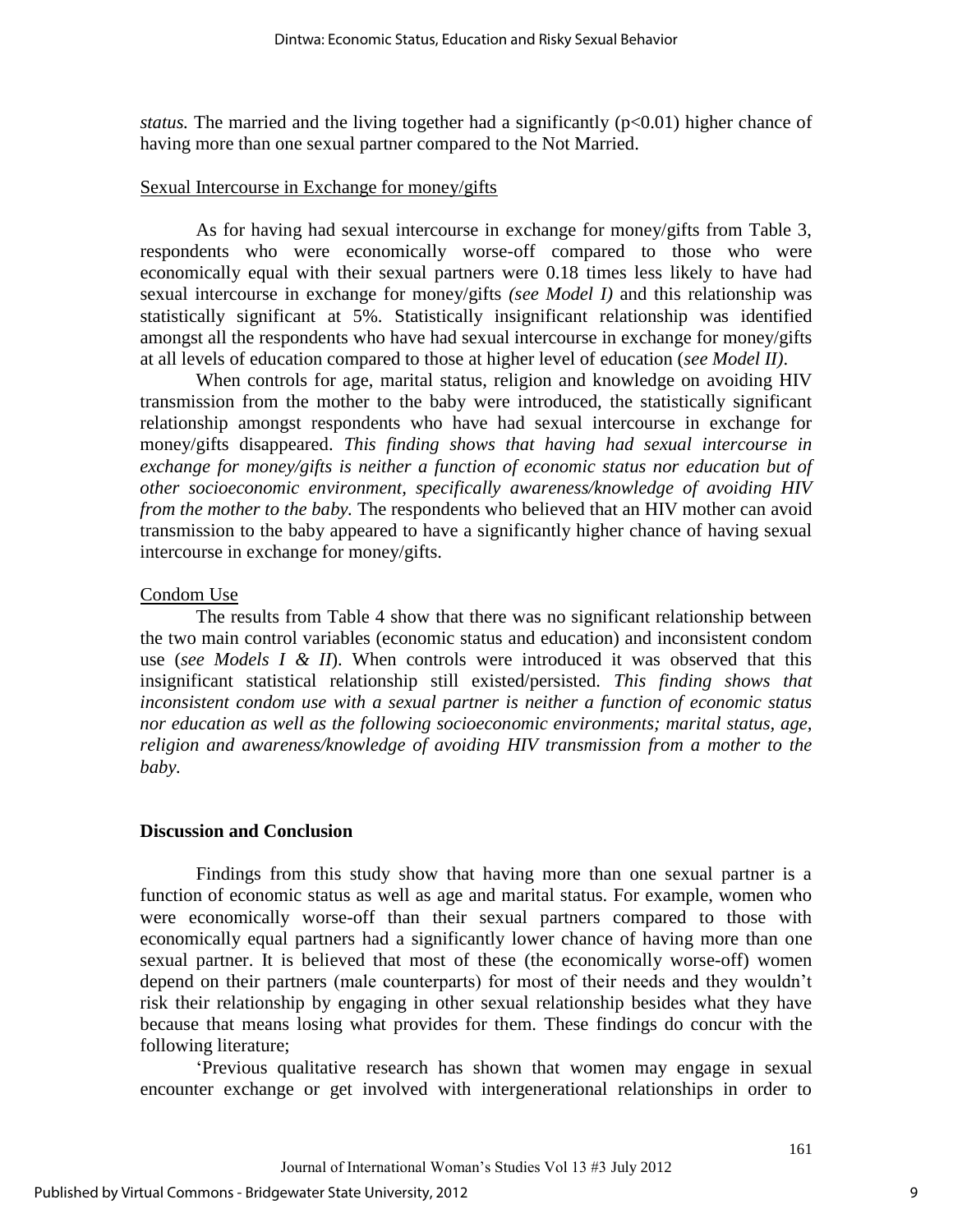*status.* The married and the living together had a significantly ($p<0.01$) higher chance of having more than one sexual partner compared to the Not Married.

Sexual Intercourse in Exchange for money/gifts

As for having had sexual intercourse in exchange for money/gifts from Table 3, respondents who were economically worse-off compared to those who were economically equal with their sexual partners were 0.18 times less likely to have had sexual intercourse in exchange for money/gifts *(see Model I)* and this relationship was statistically significant at 5%. Statistically insignificant relationship was identified amongst all the respondents who have had sexual intercourse in exchange for money/gifts at all levels of education compared to those at higher level of education (*see Model II)*.

When controls for age, marital status, religion and knowledge on avoiding HIV transmission from the mother to the baby were introduced, the statistically significant relationship amongst respondents who have had sexual intercourse in exchange for money/gifts disappeared. *This finding shows that having had sexual intercourse in exchange for money/gifts is neither a function of economic status nor education but of other socioeconomic environment, specifically awareness/knowledge of avoiding HIV from the mother to the baby.* The respondents who believed that an HIV mother can avoid transmission to the baby appeared to have a significantly higher chance of having sexual intercourse in exchange for money/gifts.

Condom Use

The results from Table 4 show that there was no significant relationship between the two main control variables (economic status and education) and inconsistent condom use (*see Models I & II*). When controls were introduced it was observed that this insignificant statistical relationship still existed/persisted. *This finding shows that inconsistent condom use with a sexual partner is neither a function of economic status nor education as well as the following socioeconomic environments; marital status, age, religion and awareness/knowledge of avoiding HIV transmission from a mother to the baby.*

**Discussion and Conclusion**

Findings from this study show that having more than one sexual partner is a function of economic status as well as age and marital status. For example, women who were economically worse-off than their sexual partners compared to those with economically equal partners had a significantly lower chance of having more than one sexual partner. It is believed that most of these (the economically worse-off) women depend on their partners (male counterparts) for most of their needs and they wouldn't risk their relationship by engaging in other sexual relationship besides what they have because that means losing what provides for them. These findings do concur with the following literature;

'Previous qualitative research has shown that women may engage in sexual encounter exchange or get involved with intergenerational relationships in order to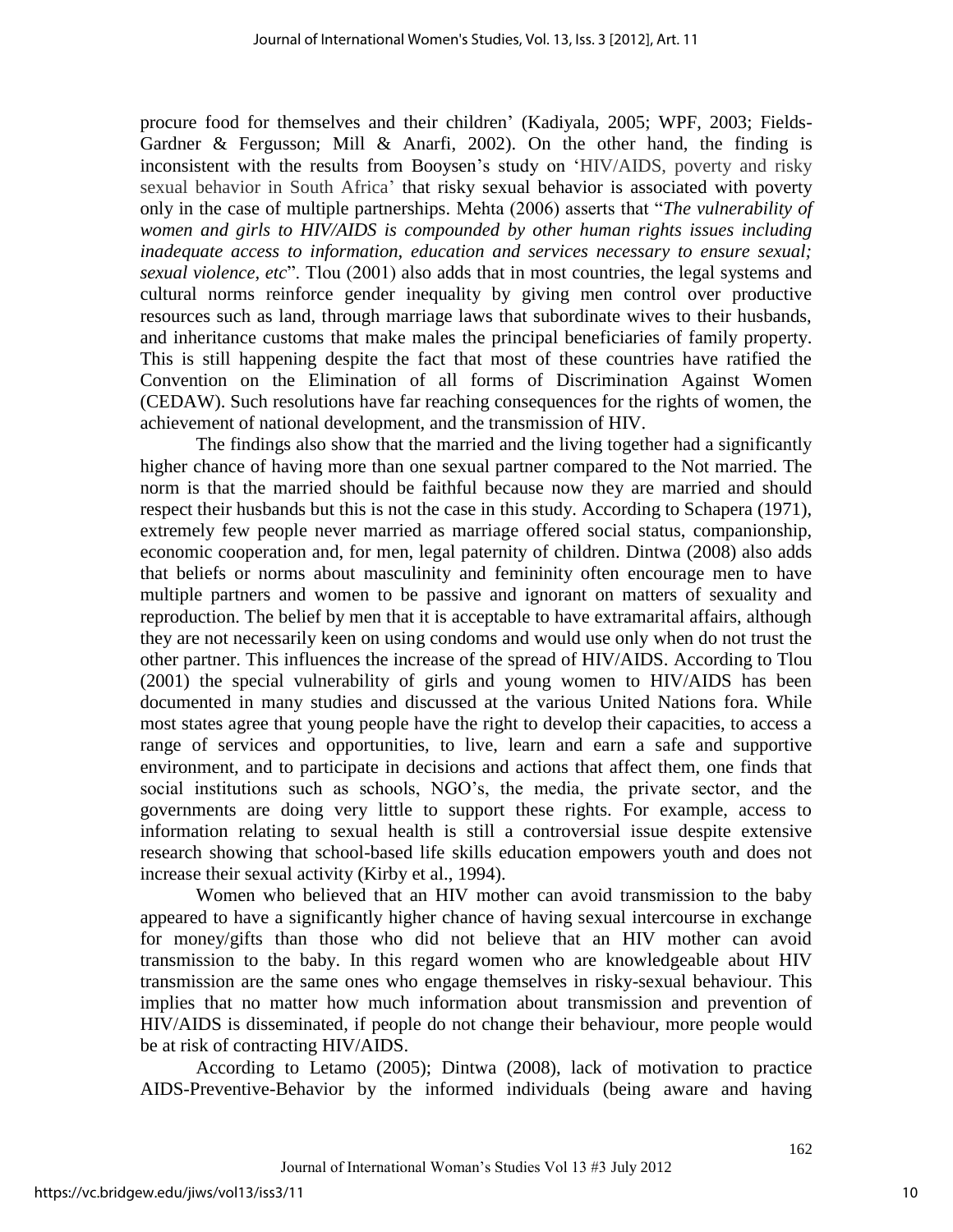procure food for themselves and their children' (Kadiyala, 2005; WPF, 2003; Fields-Gardner & Fergusson; Mill & Anarfi, 2002). On the other hand, the finding is inconsistent with the results from Booysen's study on 'HIV/AIDS, poverty and risky sexual behavior in South Africa' that risky sexual behavior is associated with poverty only in the case of multiple partnerships. Mehta (2006) asserts that "*The vulnerability of women and girls to HIV/AIDS is compounded by other human rights issues including inadequate access to information, education and services necessary to ensure sexual; sexual violence, etc*". Tlou (2001) also adds that in most countries, the legal systems and cultural norms reinforce gender inequality by giving men control over productive resources such as land, through marriage laws that subordinate wives to their husbands, and inheritance customs that make males the principal beneficiaries of family property. This is still happening despite the fact that most of these countries have ratified the Convention on the Elimination of all forms of Discrimination Against Women (CEDAW). Such resolutions have far reaching consequences for the rights of women, the achievement of national development, and the transmission of HIV.

The findings also show that the married and the living together had a significantly higher chance of having more than one sexual partner compared to the Not married. The norm is that the married should be faithful because now they are married and should respect their husbands but this is not the case in this study. According to Schapera (1971), extremely few people never married as marriage offered social status, companionship, economic cooperation and, for men, legal paternity of children. Dintwa (2008) also adds that beliefs or norms about masculinity and femininity often encourage men to have multiple partners and women to be passive and ignorant on matters of sexuality and reproduction. The belief by men that it is acceptable to have extramarital affairs, although they are not necessarily keen on using condoms and would use only when do not trust the other partner. This influences the increase of the spread of HIV/AIDS. According to Tlou (2001) the special vulnerability of girls and young women to HIV/AIDS has been documented in many studies and discussed at the various United Nations fora. While most states agree that young people have the right to develop their capacities, to access a range of services and opportunities, to live, learn and earn a safe and supportive environment, and to participate in decisions and actions that affect them, one finds that social institutions such as schools, NGO's, the media, the private sector, and the governments are doing very little to support these rights. For example, access to information relating to sexual health is still a controversial issue despite extensive research showing that school-based life skills education empowers youth and does not increase their sexual activity (Kirby et al., 1994).

Women who believed that an HIV mother can avoid transmission to the baby appeared to have a significantly higher chance of having sexual intercourse in exchange for money/gifts than those who did not believe that an HIV mother can avoid transmission to the baby. In this regard women who are knowledgeable about HIV transmission are the same ones who engage themselves in risky-sexual behaviour. This implies that no matter how much information about transmission and prevention of HIV/AIDS is disseminated, if people do not change their behaviour, more people would be at risk of contracting HIV/AIDS.

According to Letamo (2005); Dintwa (2008), lack of motivation to practice AIDS-Preventive-Behavior by the informed individuals (being aware and having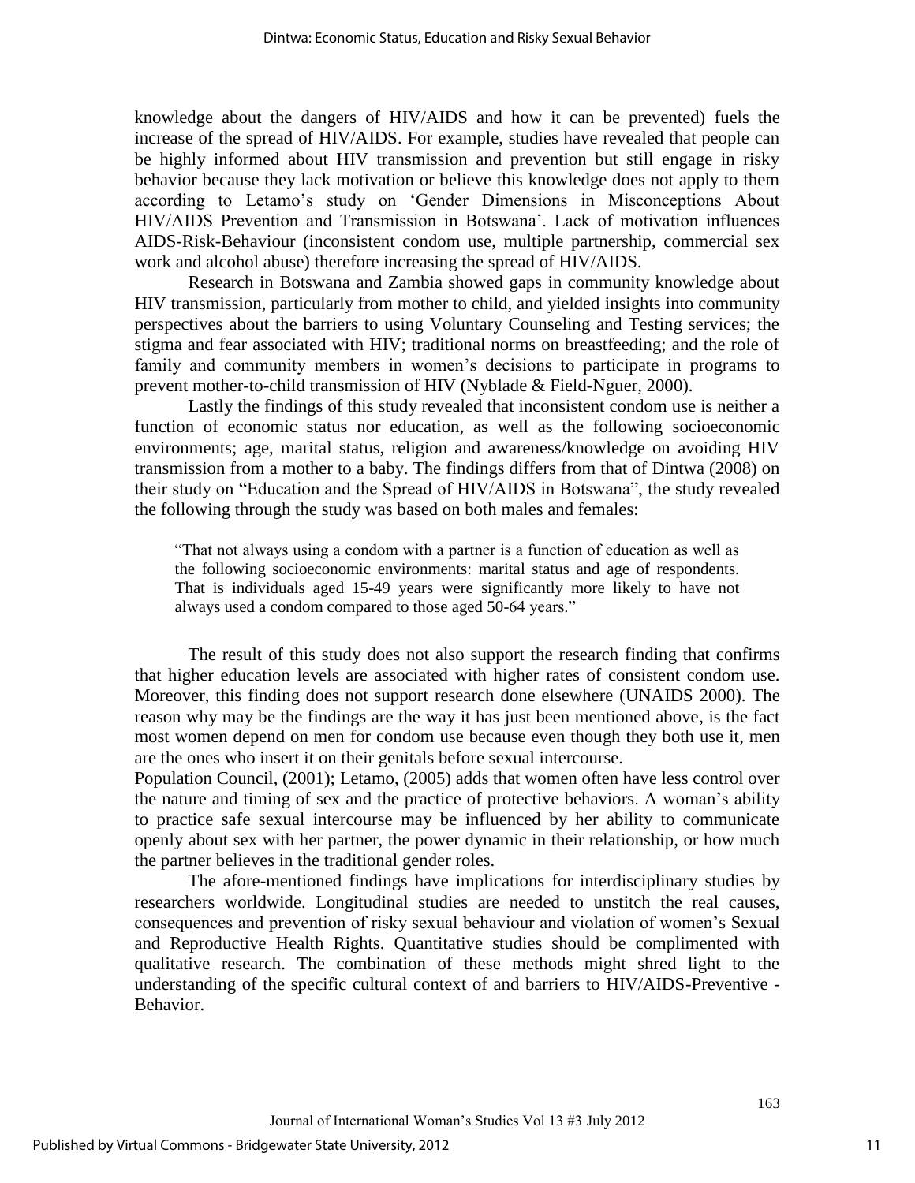knowledge about the dangers of HIV/AIDS and how it can be prevented) fuels the increase of the spread of HIV/AIDS. For example, studies have revealed that people can be highly informed about HIV transmission and prevention but still engage in risky behavior because they lack motivation or believe this knowledge does not apply to them according to Letamo's study on 'Gender Dimensions in Misconceptions About HIV/AIDS Prevention and Transmission in Botswana'. Lack of motivation influences AIDS-Risk-Behaviour (inconsistent condom use, multiple partnership, commercial sex work and alcohol abuse) therefore increasing the spread of HIV/AIDS.

Research in Botswana and Zambia showed gaps in community knowledge about HIV transmission, particularly from mother to child, and yielded insights into community perspectives about the barriers to using Voluntary Counseling and Testing services; the stigma and fear associated with HIV; traditional norms on breastfeeding; and the role of family and community members in women's decisions to participate in programs to prevent mother-to-child transmission of HIV (Nyblade & Field-Nguer, 2000).

Lastly the findings of this study revealed that inconsistent condom use is neither a function of economic status nor education, as well as the following socioeconomic environments; age, marital status, religion and awareness/knowledge on avoiding HIV transmission from a mother to a baby. The findings differs from that of Dintwa (2008) on their study on "Education and the Spread of HIV/AIDS in Botswana", the study revealed the following through the study was based on both males and females:

> "That not always using a condom with a partner is a function of education as well as the following socioeconomic environments: marital status and age of respondents. That is individuals aged 15-49 years were significantly more likely to have not always used a condom compared to those aged 50-64 years."

The result of this study does not also support the research finding that confirms that higher education levels are associated with higher rates of consistent condom use. Moreover, this finding does not support research done elsewhere (UNAIDS 2000). The reason why may be the findings are the way it has just been mentioned above, is the fact most women depend on men for condom use because even though they both use it, men are the ones who insert it on their genitals before sexual intercourse.

Population Council, (2001); Letamo, (2005) adds that women often have less control over the nature and timing of sex and the practice of protective behaviors. A woman's ability to practice safe sexual intercourse may be influenced by her ability to communicate openly about sex with her partner, the power dynamic in their relationship, or how much the partner believes in the traditional gender roles.

The afore-mentioned findings have implications for interdisciplinary studies by researchers worldwide. Longitudinal studies are needed to unstitch the real causes, consequences and prevention of risky sexual behaviour and violation of women's Sexual and Reproductive Health Rights. Quantitative studies should be complimented with qualitative research. The combination of these methods might shred light to the understanding of the specific cultural context of and barriers to HIV/AIDS-Preventive - Behavior.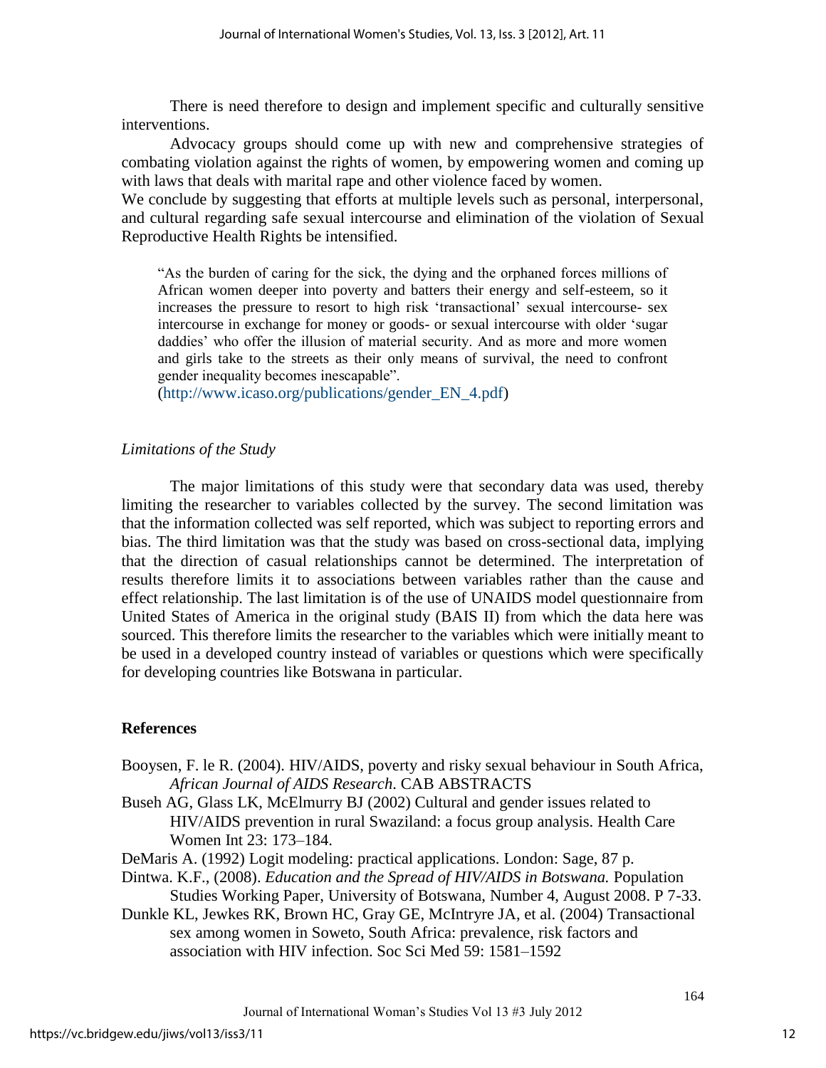There is need therefore to design and implement specific and culturally sensitive interventions.

Advocacy groups should come up with new and comprehensive strategies of combating violation against the rights of women, by empowering women and coming up with laws that deals with marital rape and other violence faced by women.

We conclude by suggesting that efforts at multiple levels such as personal, interpersonal, and cultural regarding safe sexual intercourse and elimination of the violation of Sexual Reproductive Health Rights be intensified.

> "As the burden of caring for the sick, the dying and the orphaned forces millions of African women deeper into poverty and batters their energy and self-esteem, so it increases the pressure to resort to high risk 'transactional' sexual intercourse- sex intercourse in exchange for money or goods- or sexual intercourse with older 'sugar daddies' who offer the illusion of material security. And as more and more women and girls take to the streets as their only means of survival, the need to confront gender inequality becomes inescapable".
> (http://www.icaso.org/publications/gender_EN_4.pdf)

*Limitations of the Study*

The major limitations of this study were that secondary data was used, thereby limiting the researcher to variables collected by the survey. The second limitation was that the information collected was self reported, which was subject to reporting errors and bias. The third limitation was that the study was based on cross-sectional data, implying that the direction of casual relationships cannot be determined. The interpretation of results therefore limits it to associations between variables rather than the cause and effect relationship. The last limitation is of the use of UNAIDS model questionnaire from United States of America in the original study (BAIS II) from which the data here was sourced. This therefore limits the researcher to the variables which were initially meant to be used in a developed country instead of variables or questions which were specifically for developing countries like Botswana in particular.

## References

Booysen, F. le R. (2004). HIV/AIDS, poverty and risky sexual behaviour in South Africa, *African Journal of AIDS Research*. CAB ABSTRACTS

Buseh AG, Glass LK, McElmurry BJ (2002) Cultural and gender issues related to HIV/AIDS prevention in rural Swaziland: a focus group analysis. Health Care Women Int 23: 173–184.

DeMaris A. (1992) Logit modeling: practical applications. London: Sage, 87 p.

Dintwa. K.F., (2008). *Education and the Spread of HIV/AIDS in Botswana.* Population Studies Working Paper, University of Botswana, Number 4, August 2008. P 7-33.

Dunkle KL, Jewkes RK, Brown HC, Gray GE, McIntryre JA, et al. (2004) Transactional sex among women in Soweto, South Africa: prevalence, risk factors and association with HIV infection. Soc Sci Med 59: 1581–1592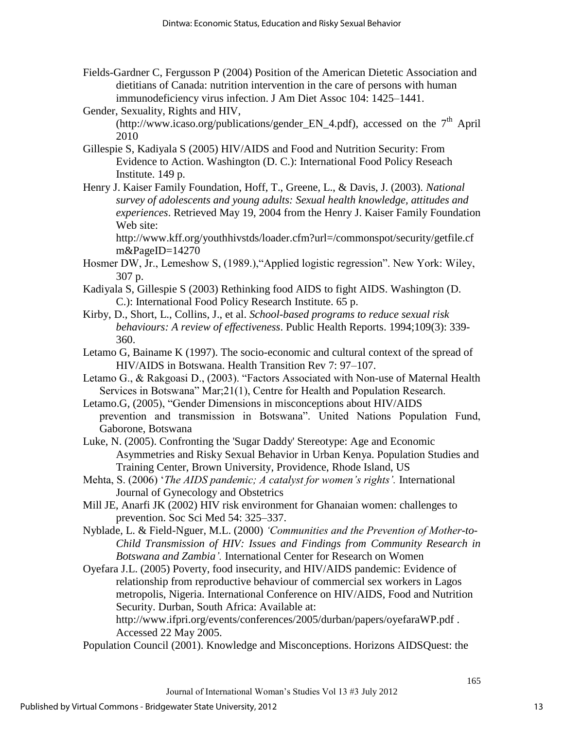Fields-Gardner C, Fergusson P (2004) Position of the American Dietetic Association and dietitians of Canada: nutrition intervention in the care of persons with human immunodeficiency virus infection. J Am Diet Assoc 104: 1425–1441.

Gender, Sexuality, Rights and HIV, (http://www.icaso.org/publications/gender_EN_4.pdf), accessed on the 7th April 2010

Gillespie S, Kadiyala S (2005) HIV/AIDS and Food and Nutrition Security: From Evidence to Action. Washington (D. C.): International Food Policy Reseach Institute. 149 p.

Henry J. Kaiser Family Foundation, Hoff, T., Greene, L., & Davis, J. (2003). *National survey of adolescents and young adults: Sexual health knowledge, attitudes and experiences*. Retrieved May 19, 2004 from the Henry J. Kaiser Family Foundation Web site: http://www.kff.org/youthhivstds/loader.cfm?url=/commonspot/security/getfile.cfm&PageID=14270

Hosmer DW, Jr., Lemeshow S, (1989.),"Applied logistic regression". New York: Wiley, 307 p.

Kadiyala S, Gillespie S (2003) Rethinking food AIDS to fight AIDS. Washington (D. C.): International Food Policy Research Institute. 65 p.

Kirby, D., Short, L., Collins, J., et al. *School-based programs to reduce sexual risk behaviours: A review of effectiveness*. Public Health Reports. 1994;109(3): 339-360.

Letamo G, Bainame K (1997). The socio-economic and cultural context of the spread of HIV/AIDS in Botswana. Health Transition Rev 7: 97–107.

Letamo G., & Rakgoasi D., (2003). "Factors Associated with Non-use of Maternal Health Services in Botswana" Mar;21(1), Centre for Health and Population Research.

Letamo.G, (2005), "Gender Dimensions in misconceptions about HIV/AIDS prevention and transmission in Botswana". United Nations Population Fund, Gaborone, Botswana

Luke, N. (2005). Confronting the 'Sugar Daddy' Stereotype: Age and Economic Asymmetries and Risky Sexual Behavior in Urban Kenya. Population Studies and Training Center, Brown University, Providence, Rhode Island, US

Mehta, S. (2006) '*The AIDS pandemic; A catalyst for women's rights'.* International Journal of Gynecology and Obstetrics

Mill JE, Anarfi JK (2002) HIV risk environment for Ghanaian women: challenges to prevention. Soc Sci Med 54: 325–337.

Nyblade, L. & Field-Nguer, M.L. (2000) *'Communities and the Prevention of Mother-to-Child Transmission of HIV: Issues and Findings from Community Research in Botswana and Zambia'.* International Center for Research on Women

Oyefara J.L. (2005) Poverty, food insecurity, and HIV/AIDS pandemic: Evidence of relationship from reproductive behaviour of commercial sex workers in Lagos metropolis, Nigeria. International Conference on HIV/AIDS, Food and Nutrition Security. Durban, South Africa: Available at: http://www.ifpri.org/events/conferences/2005/durban/papers/oyefaraWP.pdf . Accessed 22 May 2005.

Population Council (2001). Knowledge and Misconceptions. Horizons AIDSQuest: the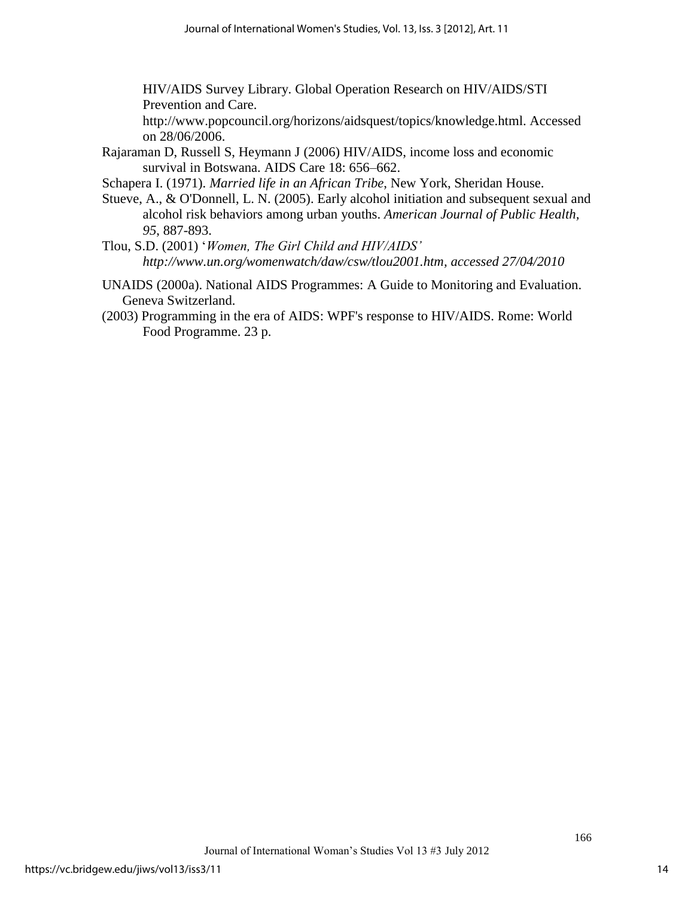HIV/AIDS Survey Library. Global Operation Research on HIV/AIDS/STI Prevention and Care. http://www.popcouncil.org/horizons/aidsquest/topics/knowledge.html. Accessed on 28/06/2006.

Rajaraman D, Russell S, Heymann J (2006) HIV/AIDS, income loss and economic survival in Botswana. AIDS Care 18: 656–662.

Schapera I. (1971). *Married life in an African Tribe*, New York, Sheridan House.

Stueve, A., & O'Donnell, L. N. (2005). Early alcohol initiation and subsequent sexual and alcohol risk behaviors among urban youths. *American Journal of Public Health*, *95*, 887-893.

Tlou, S.D. (2001) '*Women, The Girl Child and HIV/AIDS' http://www.un.org/womenwatch/daw/csw/tlou2001.htm, accessed 27/04/2010*

UNAIDS (2000a). National AIDS Programmes: A Guide to Monitoring and Evaluation. Geneva Switzerland.

(2003) Programming in the era of AIDS: WPF's response to HIV/AIDS. Rome: World Food Programme. 23 p.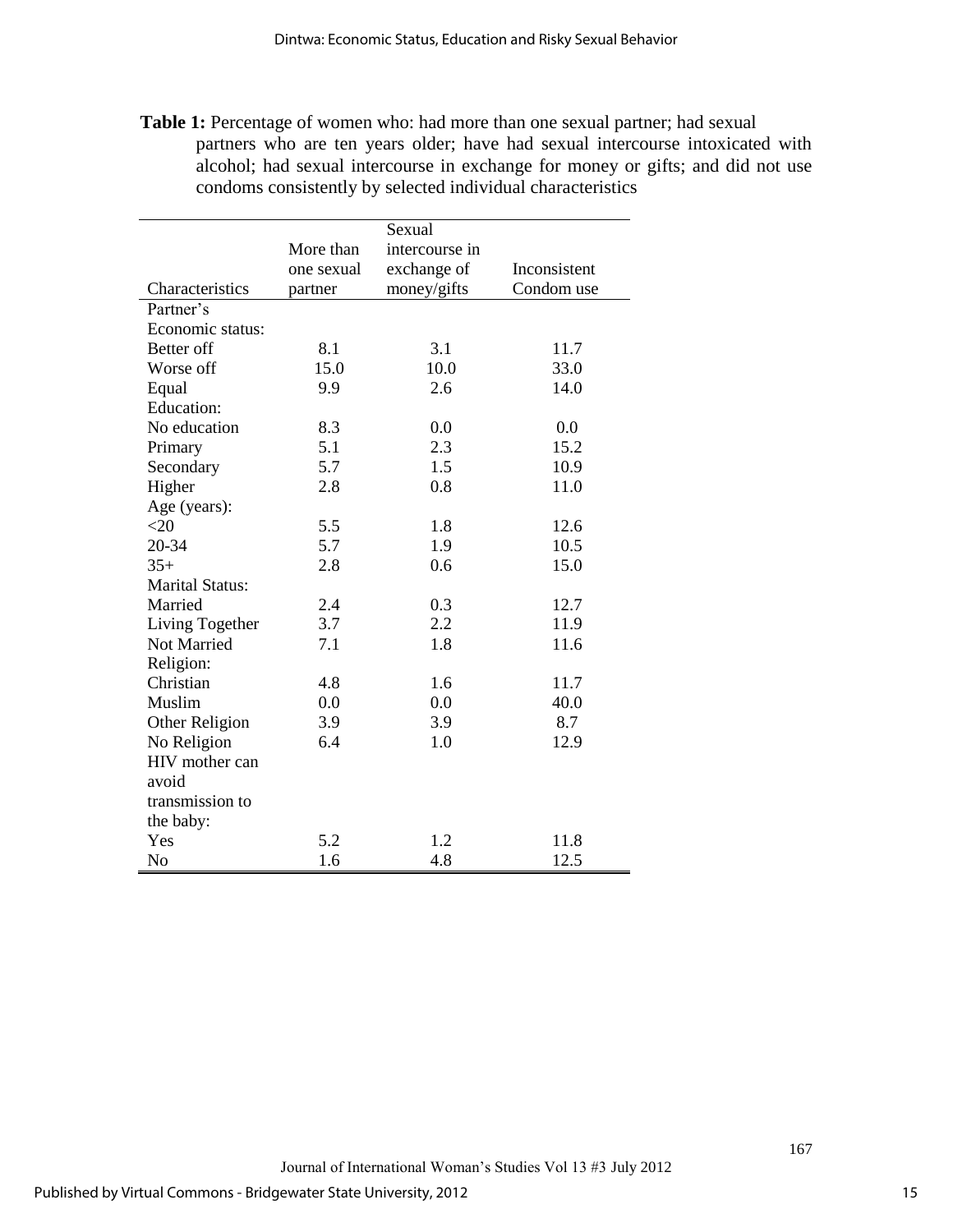**Table 1:** Percentage of women who: had more than one sexual partner; had sexual partners who are ten years older; have had sexual intercourse intoxicated with alcohol; had sexual intercourse in exchange for money or gifts; and did not use condoms consistently by selected individual characteristics

| Characteristics | More than one sexual partner | Sexual intercourse in exchange of money/gifts | Inconsistent Condom use |
|---|---|---|---|
| Partner's Economic status: | | | |
| Better off | 8.1 | 3.1 | 11.7 |
| Worse off | 15.0 | 10.0 | 33.0 |
| Equal | 9.9 | 2.6 | 14.0 |
| Education: | | | |
| No education | 8.3 | 0.0 | 0.0 |
| Primary | 5.1 | 2.3 | 15.2 |
| Secondary | 5.7 | 1.5 | 10.9 |
| Higher | 2.8 | 0.8 | 11.0 |
| Age (years): | | | |
| <20 | 5.5 | 1.8 | 12.6 |
| 20-34 | 5.7 | 1.9 | 10.5 |
| 35+ | 2.8 | 0.6 | 15.0 |
| Marital Status: | | | |
| Married | 2.4 | 0.3 | 12.7 |
| Living Together | 3.7 | 2.2 | 11.9 |
| Not Married | 7.1 | 1.8 | 11.6 |
| Religion: | | | |
| Christian | 4.8 | 1.6 | 11.7 |
| Muslim | 0.0 | 0.0 | 40.0 |
| Other Religion | 3.9 | 3.9 | 8.7 |
| No Religion | 6.4 | 1.0 | 12.9 |
| HIV mother can avoid transmission to the baby: | | | |
| Yes | 5.2 | 1.2 | 11.8 |
| No | 1.6 | 4.8 | 12.5 |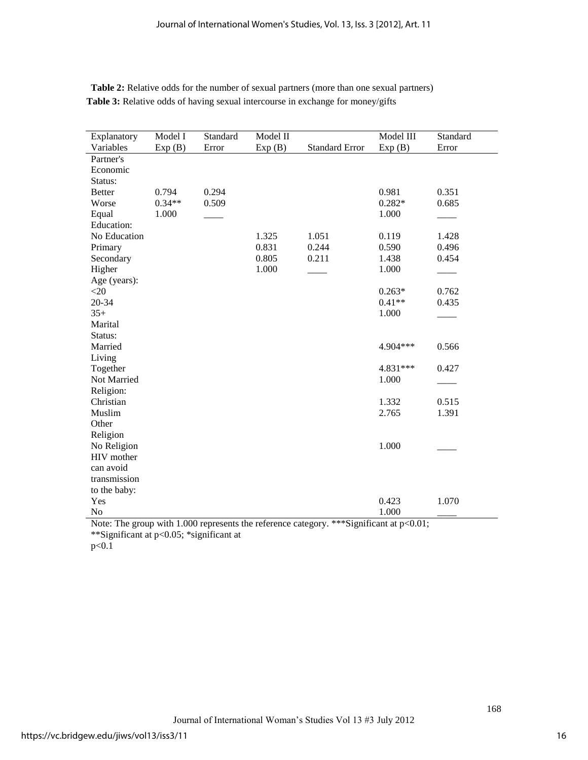**Table 2:** Relative odds for the number of sexual partners (more than one sexual partners)

**Table 3:** Relative odds of having sexual intercourse in exchange for money/gifts

| Explanatory Variables | Model I Exp (B) | Standard Error | Model II Exp (B) | Standard Error | Model III Exp (B) | Standard Error |
|---|---|---|---|---|---|---|
| Partner's Economic Status: | | | | | | |
| Better | 0.794 | 0.294 | | | 0.981 | 0.351 |
| Worse | 0.34** | 0.509 | | | 0.282* | 0.685 |
| Equal | 1.000 | ____ | | | 1.000 | ____ |
| Education: | | | | | | |
| No Education | | | 1.325 | 1.051 | 0.119 | 1.428 |
| Primary | | | 0.831 | 0.244 | 0.590 | 0.496 |
| Secondary | | | 0.805 | 0.211 | 1.438 | 0.454 |
| Higher | | | 1.000 | ____ | 1.000 | ____ |
| Age (years): | | | | | | |
| <20 | | | | | 0.263* | 0.762 |
| 20-34 | | | | | 0.41** | 0.435 |
| 35+ | | | | | 1.000 | ____ |
| Marital Status: | | | | | | |
| Married | | | | | 4.904*** | 0.566 |
| Living Together | | | | | 4.831*** | 0.427 |
| Not Married | | | | | 1.000 | ____ |
| Religion: | | | | | | |
| Christian | | | | | 1.332 | 0.515 |
| Muslim | | | | | 2.765 | 1.391 |
| Other Religion | | | | | | |
| No Religion | | | | | 1.000 | ____ |
| HIV mother can avoid transmission to the baby: | | | | | | |
| Yes | | | | | 0.423 | 1.070 |
| No | | | | | 1.000 | ____ |

Note: The group with 1.000 represents the reference category. ***Significant at $p<0.01$; **Significant at $p<0.05$; *significant at $p<0.1$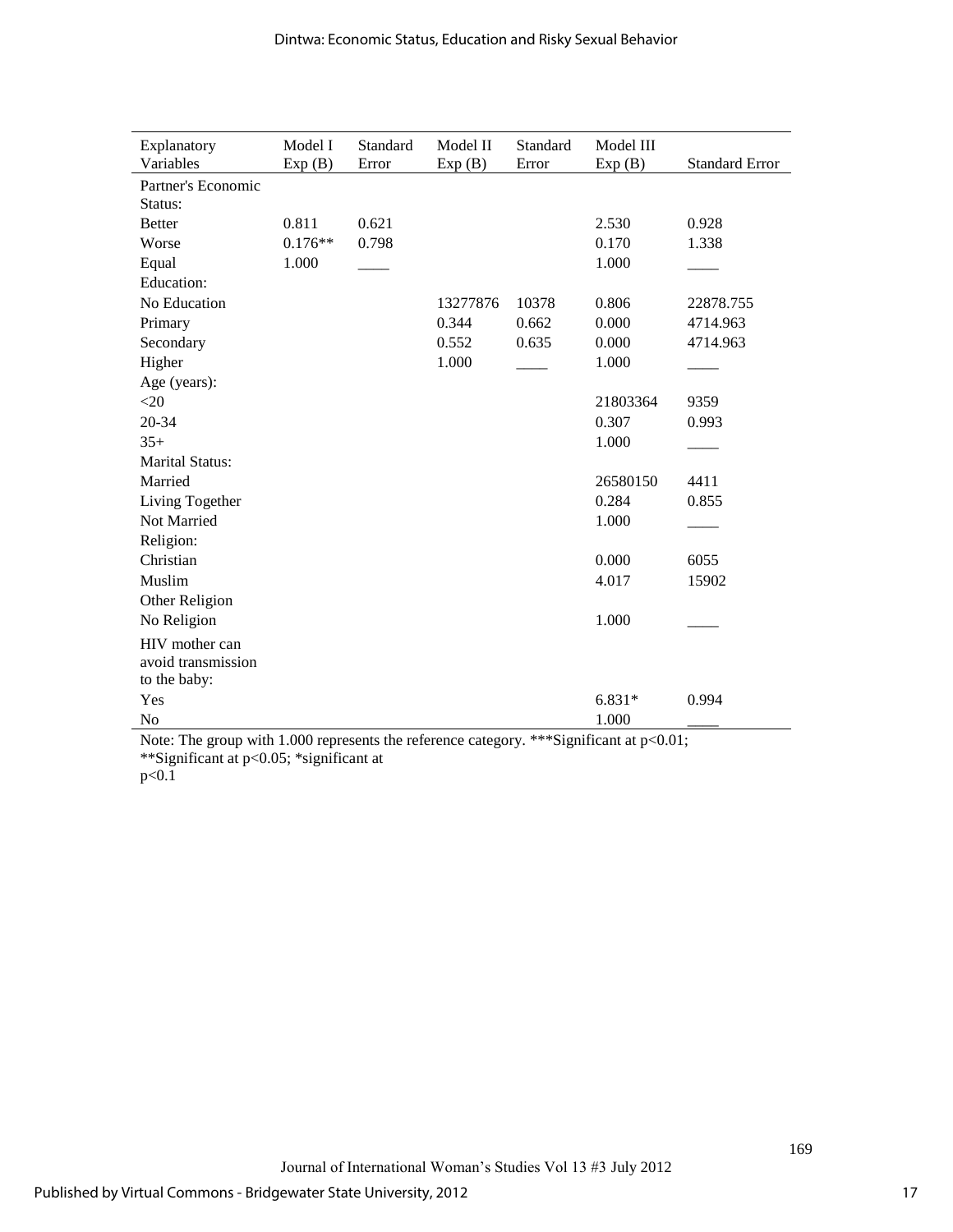| Explanatory Variables | Model I Exp (B) | Standard Error | Model II Exp (B) | Standard Error | Model III Exp (B) | Standard Error |
|---|---|---|---|---|---|---|
| Partner's Economic Status: | | | | | | |
| Better | 0.811 | 0.621 | | | 2.530 | 0.928 |
| Worse | 0.176** | 0.798 | | | 0.170 | 1.338 |
| Equal | 1.000 | ____ | | | 1.000 | ____ |
| Education: | | | | | | |
| No Education | | | 13277876 | 10378 | 0.806 | 22878.755 |
| Primary | | | 0.344 | 0.662 | 0.000 | 4714.963 |
| Secondary | | | 0.552 | 0.635 | 0.000 | 4714.963 |
| Higher | | | 1.000 | ____ | 1.000 | ____ |
| Age (years): | | | | | | |
| <20 | | | | | 21803364 | 9359 |
| 20-34 | | | | | 0.307 | 0.993 |
| 35+ | | | | | 1.000 | ____ |
| Marital Status: | | | | | | |
| Married | | | | | 26580150 | 4411 |
| Living Together | | | | | 0.284 | 0.855 |
| Not Married | | | | | 1.000 | ____ |
| Religion: | | | | | | |
| Christian | | | | | 0.000 | 6055 |
| Muslim | | | | | 4.017 | 15902 |
| Other Religion | | | | | | |
| No Religion | | | | | 1.000 | ____ |
| HIV mother can avoid transmission to the baby: | | | | | | |
| Yes | | | | | 6.831* | 0.994 |
| No | | | | | 1.000 | ____ |

Note: The group with 1.000 represents the reference category. ***Significant at p<0.01; **Significant at p<0.05; *significant at p<0.1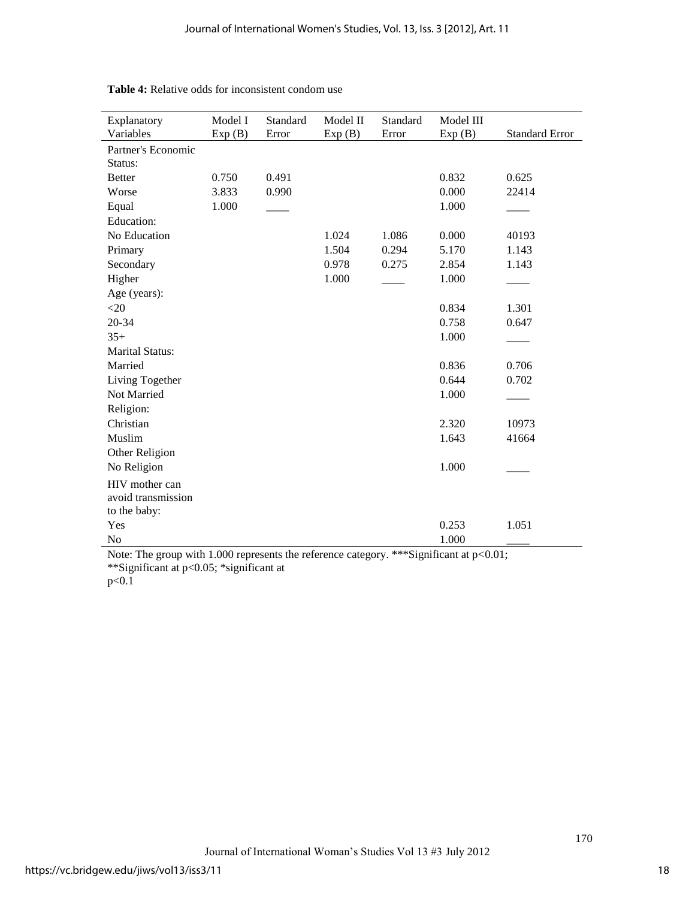**Table 4:** Relative odds for inconsistent condom use

| Explanatory Variables | Model I Exp (B) | Standard Error | Model II Exp (B) | Standard Error | Model III Exp (B) | Standard Error |
|---|---|---|---|---|---|---|
| Partner's Economic Status: | | | | | | |
| Better | 0.750 | 0.491 | | | 0.832 | 0.625 |
| Worse | 3.833 | 0.990 | | | 0.000 | 22414 |
| Equal | 1.000 | ____ | | | 1.000 | ____ |
| Education: | | | | | | |
| No Education | | | 1.024 | 1.086 | 0.000 | 40193 |
| Primary | | | 1.504 | 0.294 | 5.170 | 1.143 |
| Secondary | | | 0.978 | 0.275 | 2.854 | 1.143 |
| Higher | | | 1.000 | ____ | 1.000 | ____ |
| Age (years): | | | | | | |
| <20 | | | | | 0.834 | 1.301 |
| 20-34 | | | | | 0.758 | 0.647 |
| 35+ | | | | | 1.000 | ____ |
| Marital Status: | | | | | | |
| Married | | | | | 0.836 | 0.706 |
| Living Together | | | | | 0.644 | 0.702 |
| Not Married | | | | | 1.000 | ____ |
| Religion: | | | | | | |
| Christian | | | | | 2.320 | 10973 |
| Muslim | | | | | 1.643 | 41664 |
| Other Religion | | | | | | |
| No Religion | | | | | 1.000 | ____ |
| HIV mother can avoid transmission to the baby: | | | | | | |
| Yes | | | | | 0.253 | 1.051 |
| No | | | | | 1.000 | ____ |

Note: The group with 1.000 represents the reference category. ***Significant at $p<0.01$; **Significant at $p<0.05$; *significant at $p<0.1$